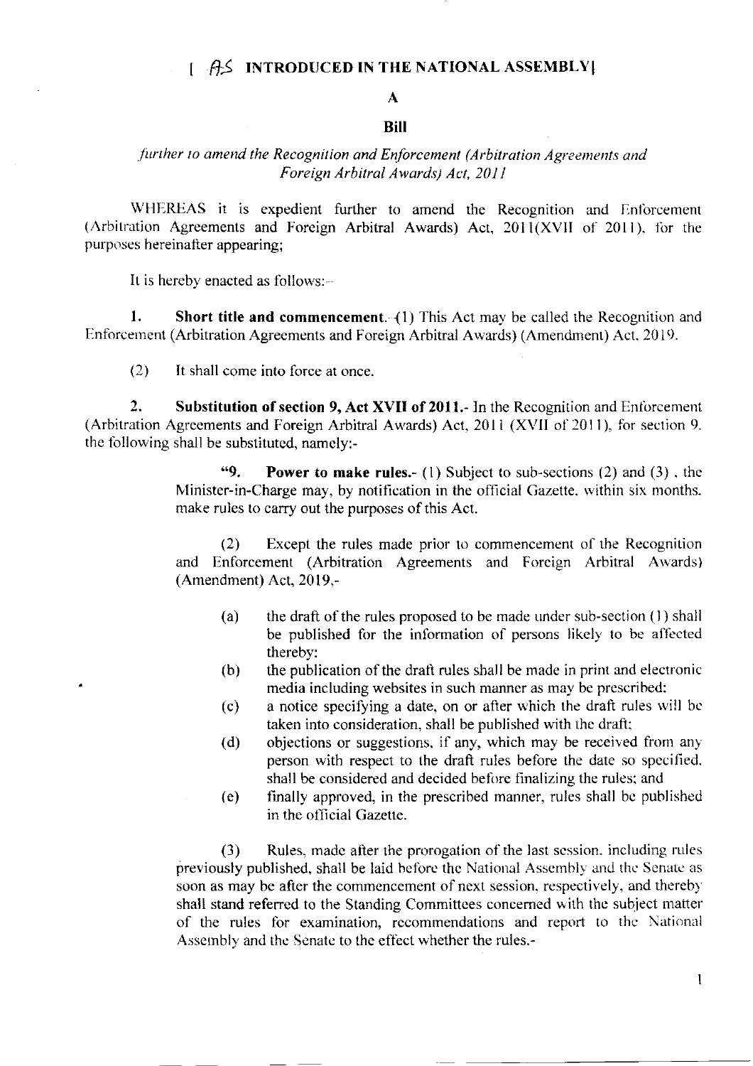**[ AS INTRODUCED IN THE NATIONAL ASSEMBLY]**

**A**

**Bill**

*further to amend the Recognition and Enforcement (Arbitration Agreements and Foreign Arbitral Awards) Act, 2011*

WHEREAS it is expedient further to amend the Recognition and Enforcement (Arbitration Agreements and Foreign Arbitral Awards) Act, 2011(XVII of 2011), for the purposes hereinafter appearing;

It is hereby enacted as follows:-

**1. Short title and commencement.**- (1) This Act may be called the Recognition and Enforcement (Arbitration Agreements and Foreign Arbitral Awards) (Amendment) Act, 2019.

(2) It shall come into force at once.

**2. Substitution of section 9, Act XVII of 2011.**- In the Recognition and Enforcement (Arbitration Agreements and Foreign Arbitral Awards) Act, 2011 (XVII of 2011), for section 9, the following shall be substituted, namely:-

> **"9. Power to make rules.**- (1) Subject to sub-sections (2) and (3) , the Minister-in-Charge may, by notification in the official Gazette, within six months, make rules to carry out the purposes of this Act.
>
> (2) Except the rules made prior to commencement of the Recognition and Enforcement (Arbitration Agreements and Foreign Arbitral Awards) (Amendment) Act, 2019,-
>
> (a) the draft of the rules proposed to be made under sub-section (1) shall be published for the information of persons likely to be affected thereby:
>
> (b) the publication of the draft rules shall be made in print and electronic media including websites in such manner as may be prescribed;
>
> (c) a notice specifying a date, on or after which the draft rules will be taken into consideration, shall be published with the draft;
>
> (d) objections or suggestions, if any, which may be received from any person with respect to the draft rules before the date so specified, shall be considered and decided before finalizing the rules; and
>
> (e) finally approved, in the prescribed manner, rules shall be published in the official Gazette.
>
> (3) Rules, made after the prorogation of the last session, including rules previously published, shall be laid before the National Assembly and the Senate as soon as may be after the commencement of next session, respectively, and thereby shall stand referred to the Standing Committees concerned with the subject matter of the rules for examination, recommendations and report to the National Assembly and the Senate to the effect whether the rules,-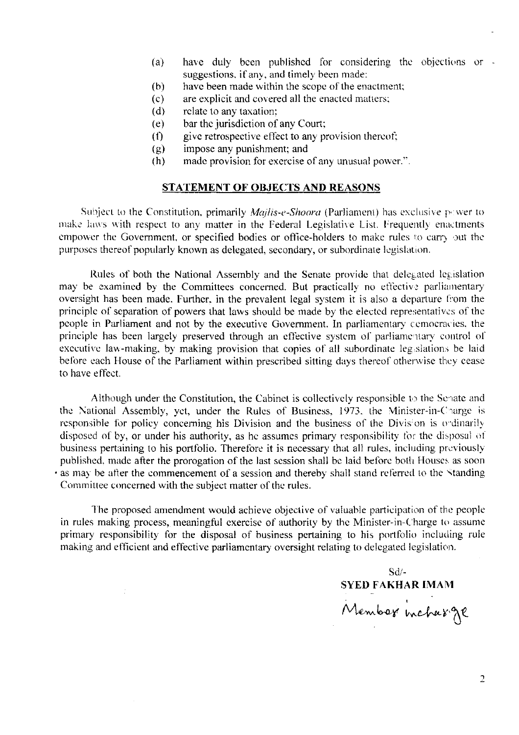(a) have duly been published for considering the objections or suggestions, if any, and timely been made:
(b) have been made within the scope of the enactment;
(c) are explicit and covered all the enacted matters;
(d) relate to any taxation;
(e) bar the jurisdiction of any Court;
(f) give retrospective effect to any provision thereof;
(g) impose any punishment; and
(h) made provision for exercise of any unusual power.".

## STATEMENT OF OBJECTS AND REASONS

Subject to the Constitution, primarily *Majlis-e-Shoora* (Parliament) has exclusive power to make laws with respect to any matter in the Federal Legislative List. Frequently enactments empower the Government, or specified bodies or office-holders to make rules to carry out the purposes thereof popularly known as delegated, secondary, or subordinate legislation.

Rules of both the National Assembly and the Senate provide that delegated legislation may be examined by the Committees concerned. But practically no effective parliamentary oversight has been made. Further, in the prevalent legal system it is also a departure from the principle of separation of powers that laws should be made by the elected representatives of the people in Parliament and not by the executive Government. In parliamentary democracies, the principle has been largely preserved through an effective system of parliamentary control of executive law-making, by making provision that copies of all subordinate legislations be laid before each House of the Parliament within prescribed sitting days thereof otherwise they cease to have effect.

Although under the Constitution, the Cabinet is collectively responsible to the Senate and the National Assembly, yet, under the Rules of Business, 1973, the Minister-in-Charge is responsible for policy concerning his Division and the business of the Division is ordinarily disposed of by, or under his authority, as he assumes primary responsibility for the disposal of business pertaining to his portfolio. Therefore it is necessary that all rules, including previously published, made after the prorogation of the last session shall be laid before both Houses as soon as may be after the commencement of a session and thereby shall stand referred to the Standing Committee concerned with the subject matter of the rules.

The proposed amendment would achieve objective of valuable participation of the people in rules making process, meaningful exercise of authority by the Minister-in-Charge to assume primary responsibility for the disposal of business pertaining to his portfolio including rule making and efficient and effective parliamentary oversight relating to delegated legislation.

Sd/-
**SYED FAKHAR IMAM**
Member incharge